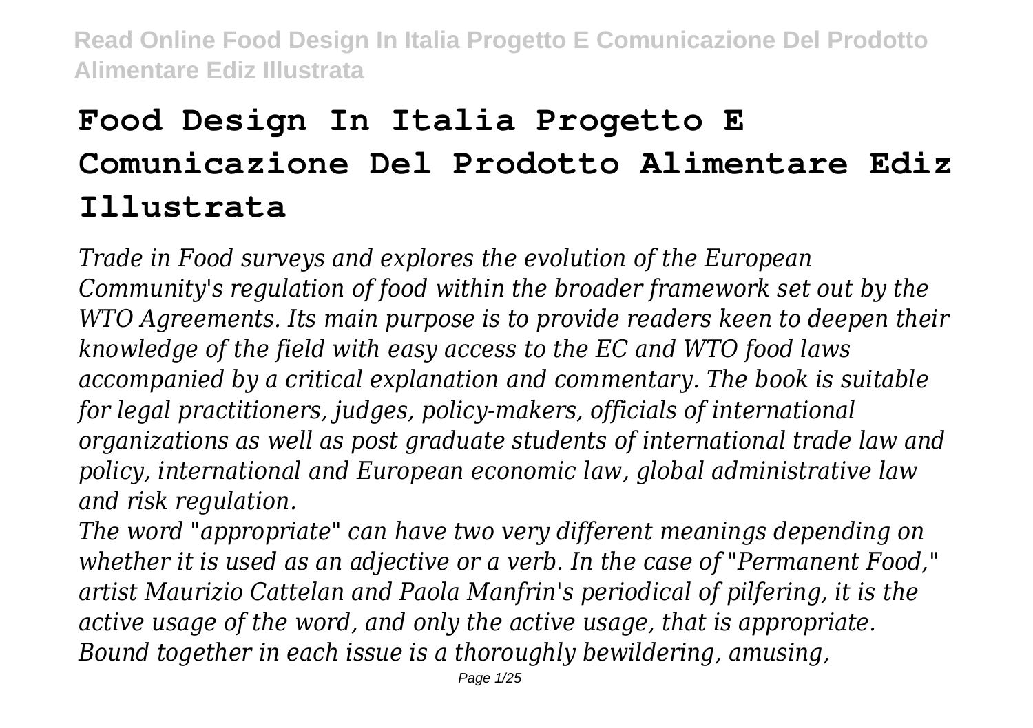# Food Design In Italia Progetto E Comunicazione Del Prodotto Alimentare Ediz Illustrata

*Trade in Food surveys and explores the evolution of the European Community's regulation of food within the broader framework set out by the WTO Agreements. Its main purpose is to provide readers keen to deepen their knowledge of the field with easy access to the EC and WTO food laws accompanied by a critical explanation and commentary. The book is suitable for legal practitioners, judges, policy-makers, officials of international organizations as well as post graduate students of international trade law and policy, international and European economic law, global administrative law and risk regulation.*

*The word "appropriate" can have two very different meanings depending on whether it is used as an adjective or a verb. In the case of "Permanent Food," artist Maurizio Cattelan and Paola Manfrin's periodical of pilfering, it is the active usage of the word, and only the active usage, that is appropriate. Bound together in each issue is a thoroughly bewildering, amusing,*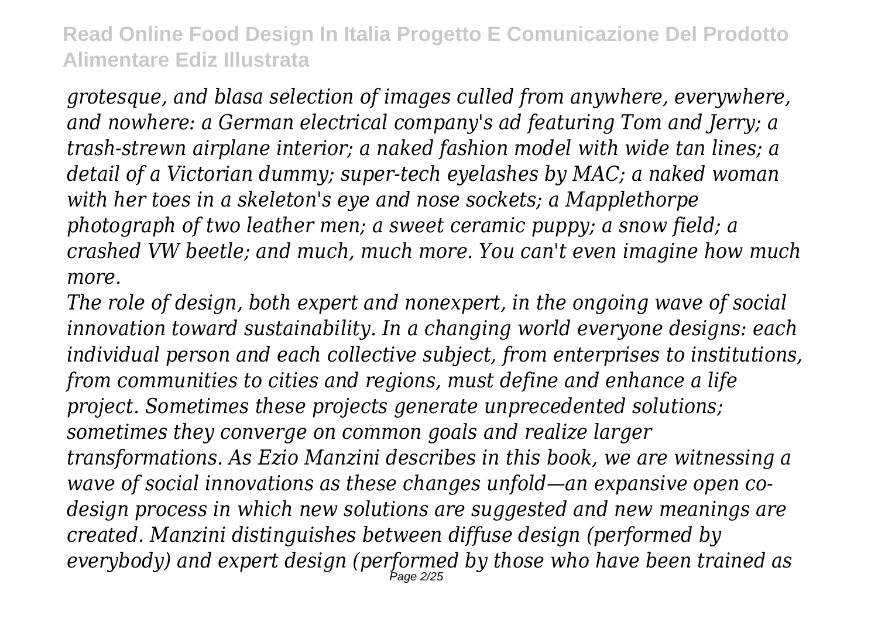*grotesque, and blasa selection of images culled from anywhere, everywhere, and nowhere: a German electrical company's ad featuring Tom and Jerry; a trash-strewn airplane interior; a naked fashion model with wide tan lines; a detail of a Victorian dummy; super-tech eyelashes by MAC; a naked woman with her toes in a skeleton's eye and nose sockets; a Mapplethorpe photograph of two leather men; a sweet ceramic puppy; a snow field; a crashed VW beetle; and much, much more. You can't even imagine how much more.*

*The role of design, both expert and nonexpert, in the ongoing wave of social innovation toward sustainability. In a changing world everyone designs: each individual person and each collective subject, from enterprises to institutions, from communities to cities and regions, must define and enhance a life project. Sometimes these projects generate unprecedented solutions; sometimes they converge on common goals and realize larger transformations. As Ezio Manzini describes in this book, we are witnessing a wave of social innovations as these changes unfold—an expansive open co-design process in which new solutions are suggested and new meanings are created. Manzini distinguishes between diffuse design (performed by everybody) and expert design (performed by those who have been trained as*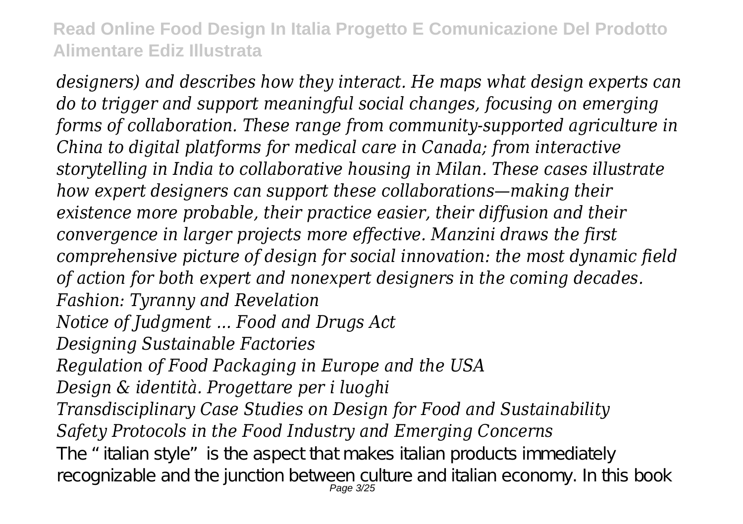*designers) and describes how they interact. He maps what design experts can do to trigger and support meaningful social changes, focusing on emerging forms of collaboration. These range from community-supported agriculture in China to digital platforms for medical care in Canada; from interactive storytelling in India to collaborative housing in Milan. These cases illustrate how expert designers can support these collaborations—making their existence more probable, their practice easier, their diffusion and their convergence in larger projects more effective. Manzini draws the first comprehensive picture of design for social innovation: the most dynamic field of action for both expert and nonexpert designers in the coming decades.*

*Fashion: Tyranny and Revelation*

*Notice of Judgment ... Food and Drugs Act*

*Designing Sustainable Factories*

*Regulation of Food Packaging in Europe and the USA*

*Design & identità. Progettare per i luoghi*

*Transdisciplinary Case Studies on Design for Food and Sustainability*

*Safety Protocols in the Food Industry and Emerging Concerns*

The "italian style" is the aspect that makes italian products immediately recognizable and the junction between culture and italian economy. In this book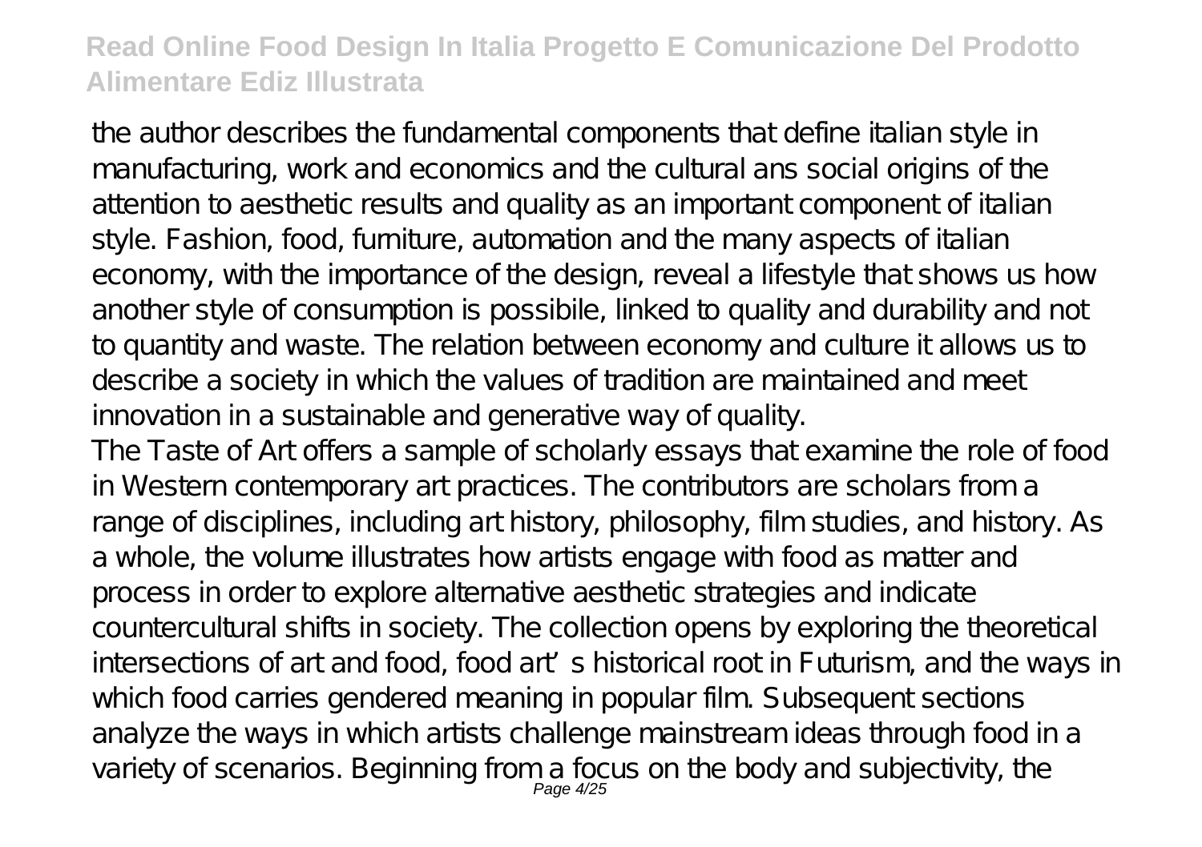the author describes the fundamental components that define italian style in manufacturing, work and economics and the cultural ans social origins of the attention to aesthetic results and quality as an important component of italian style. Fashion, food, furniture, automation and the many aspects of italian economy, with the importance of the design, reveal a lifestyle that shows us how another style of consumption is possibile, linked to quality and durability and not to quantity and waste. The relation between economy and culture it allows us to describe a society in which the values of tradition are maintained and meet innovation in a sustainable and generative way of quality.

The Taste of Art offers a sample of scholarly essays that examine the role of food in Western contemporary art practices. The contributors are scholars from a range of disciplines, including art history, philosophy, film studies, and history. As a whole, the volume illustrates how artists engage with food as matter and process in order to explore alternative aesthetic strategies and indicate countercultural shifts in society. The collection opens by exploring the theoretical intersections of art and food, food art's historical root in Futurism, and the ways in which food carries gendered meaning in popular film. Subsequent sections analyze the ways in which artists challenge mainstream ideas through food in a variety of scenarios. Beginning from a focus on the body and subjectivity, the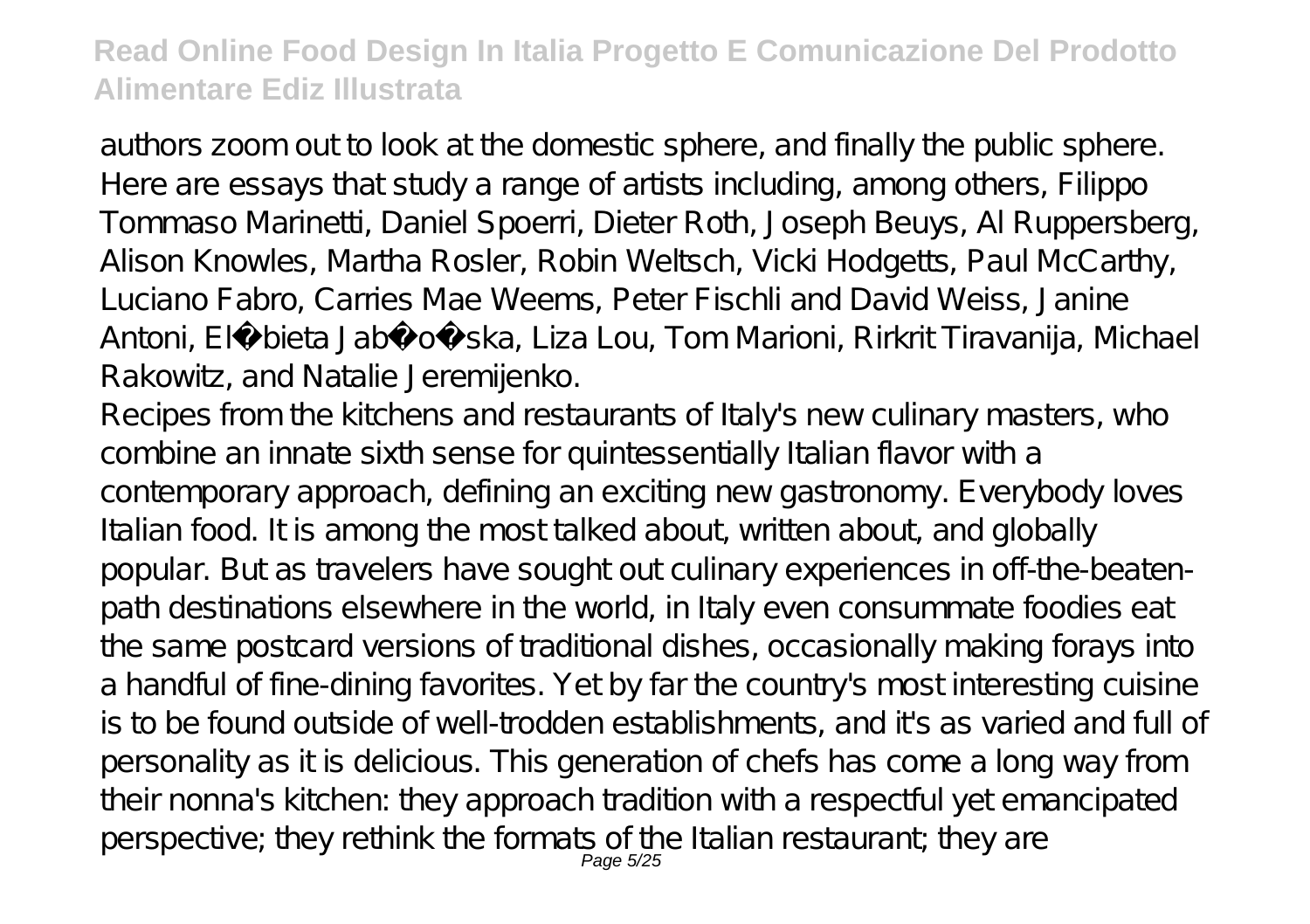authors zoom out to look at the domestic sphere, and finally the public sphere. Here are essays that study a range of artists including, among others, Filippo Tommaso Marinetti, Daniel Spoerri, Dieter Roth, Joseph Beuys, Al Ruppersberg, Alison Knowles, Martha Rosler, Robin Weltsch, Vicki Hodgetts, Paul McCarthy, Luciano Fabro, Carries Mae Weems, Peter Fischli and David Weiss, Janine Antoni, El�bieta Jab�o�ska, Liza Lou, Tom Marioni, Rirkrit Tiravanija, Michael Rakowitz, and Natalie Jeremijenko.

Recipes from the kitchens and restaurants of Italy's new culinary masters, who combine an innate sixth sense for quintessentially Italian flavor with a contemporary approach, defining an exciting new gastronomy. Everybody loves Italian food. It is among the most talked about, written about, and globally popular. But as travelers have sought out culinary experiences in off-the-beaten-path destinations elsewhere in the world, in Italy even consummate foodies eat the same postcard versions of traditional dishes, occasionally making forays into a handful of fine-dining favorites. Yet by far the country's most interesting cuisine is to be found outside of well-trodden establishments, and it's as varied and full of personality as it is delicious. This generation of chefs has come a long way from their nonna's kitchen: they approach tradition with a respectful yet emancipated perspective; they rethink the formats of the Italian restaurant; they are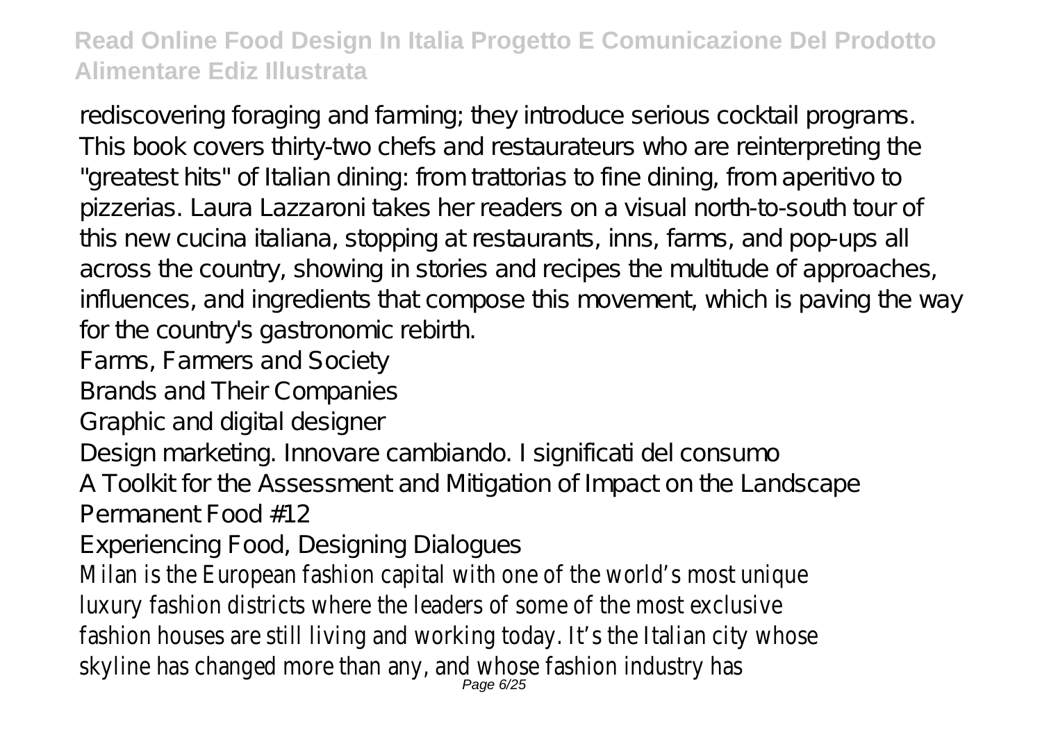rediscovering foraging and farming; they introduce serious cocktail programs. This book covers thirty-two chefs and restaurateurs who are reinterpreting the "greatest hits" of Italian dining: from trattorias to fine dining, from aperitivo to pizzerias. Laura Lazzaroni takes her readers on a visual north-to-south tour of this new cucina italiana, stopping at restaurants, inns, farms, and pop-ups all across the country, showing in stories and recipes the multitude of approaches, influences, and ingredients that compose this movement, which is paving the way for the country's gastronomic rebirth.

Farms, Farmers and Society

Brands and Their Companies

Graphic and digital designer

Design marketing. Innovare cambiando. I significati del consumo

A Toolkit for the Assessment and Mitigation of Impact on the Landscape

Permanent Food #12

Experiencing Food, Designing Dialogues

Milan is the European fashion capital with one of the world's most unique luxury fashion districts where the leaders of some of the most exclusive fashion houses are still living and working today. It's the Italian city whose skyline has changed more than any, and whose fashion industry has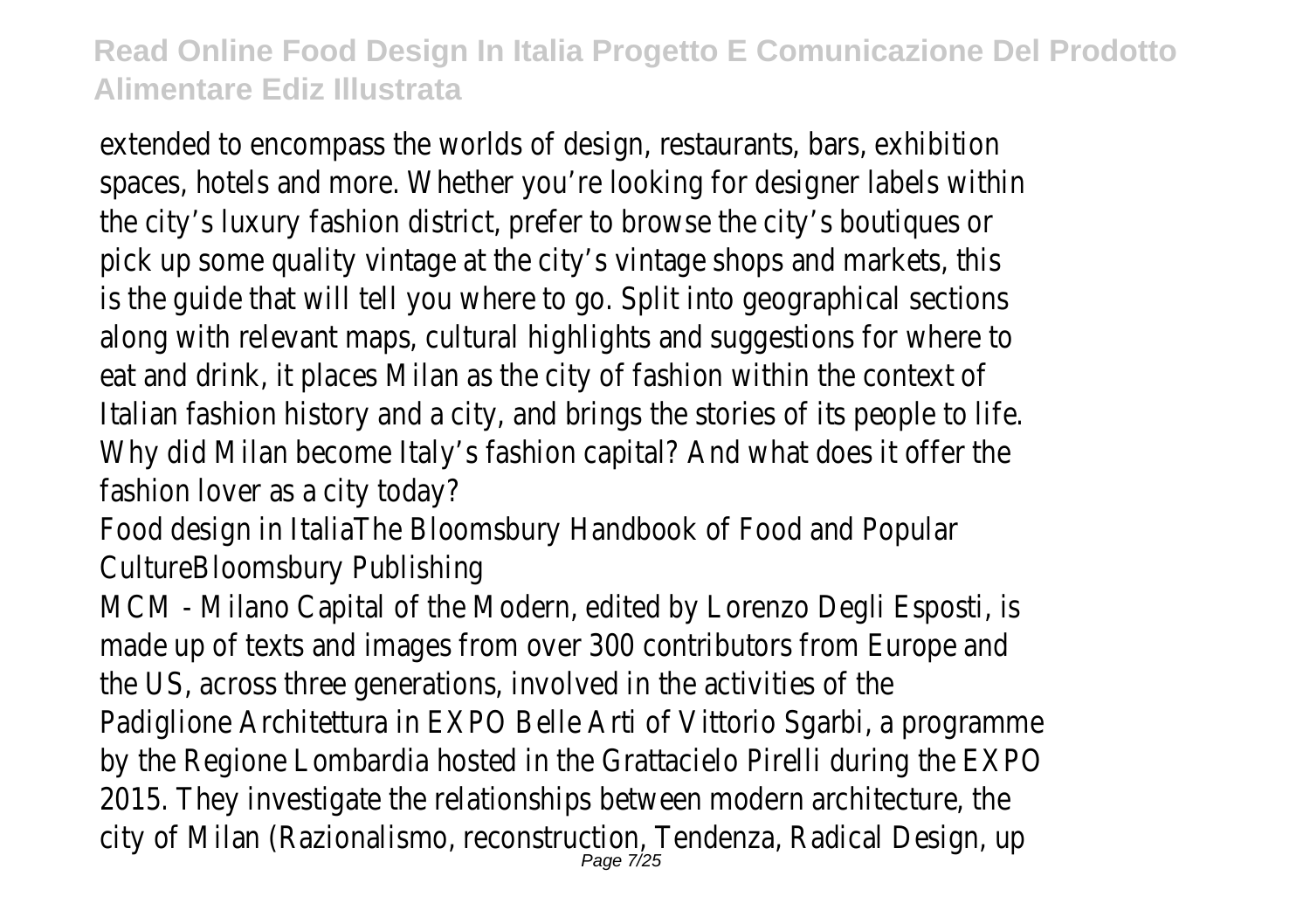extended to encompass the worlds of design, restaurants, bars, exhibition spaces, hotels and more. Whether you're looking for designer labels within the city's luxury fashion district, prefer to browse the city's boutiques or pick up some quality vintage at the city's vintage shops and markets, this is the guide that will tell you where to go. Split into geographical sections along with relevant maps, cultural highlights and suggestions for where to eat and drink, it places Milan as the city of fashion within the context of Italian fashion history and a city, and brings the stories of its people to life. Why did Milan become Italy's fashion capital? And what does it offer the fashion lover as a city today?

Food design in ItaliaThe Bloomsbury Handbook of Food and Popular CultureBloomsbury Publishing

MCM - Milano Capital of the Modern, edited by Lorenzo Degli Esposti, is made up of texts and images from over 300 contributors from Europe and the US, across three generations, involved in the activities of the Padiglione Architettura in EXPO Belle Arti of Vittorio Sgarbi, a programme by the Regione Lombardia hosted in the Grattacielo Pirelli during the EXPO 2015. They investigate the relationships between modern architecture, the city of Milan (Razionalismo, reconstruction, Tendenza, Radical Design, up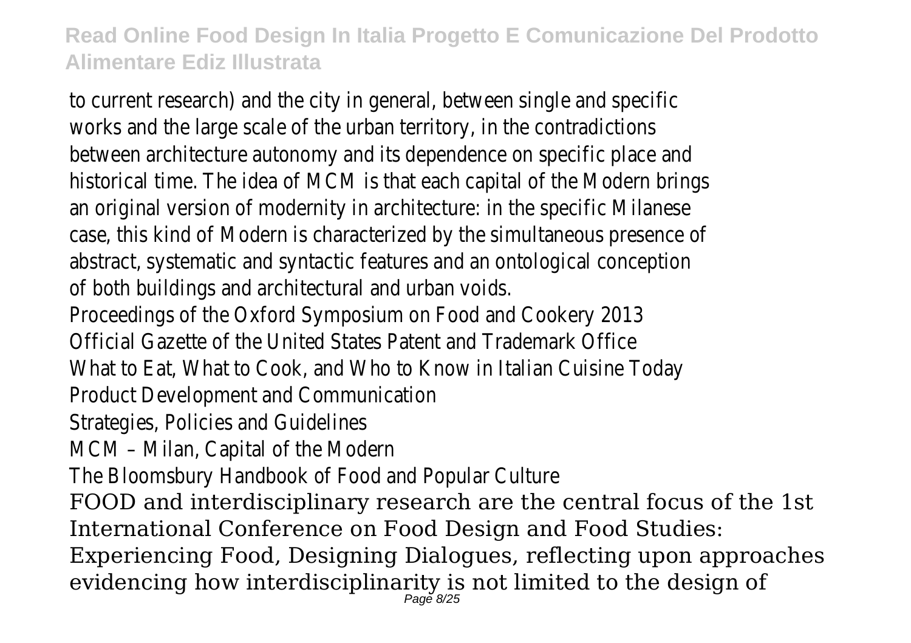to current research) and the city in general, between single and specific works and the large scale of the urban territory, in the contradictions between architecture autonomy and its dependence on specific place and historical time. The idea of MCM is that each capital of the Modern brings an original version of modernity in architecture: in the specific Milanese case, this kind of Modern is characterized by the simultaneous presence of abstract, systematic and syntactic features and an ontological conception of both buildings and architectural and urban voids.

Proceedings of the Oxford Symposium on Food and Cookery 2013

Official Gazette of the United States Patent and Trademark Office

What to Eat, What to Cook, and Who to Know in Italian Cuisine Today

Product Development and Communication

Strategies, Policies and Guidelines

MCM – Milan, Capital of the Modern

The Bloomsbury Handbook of Food and Popular Culture

FOOD and interdisciplinary research are the central focus of the 1st International Conference on Food Design and Food Studies: Experiencing Food, Designing Dialogues, reflecting upon approaches evidencing how interdisciplinarity is not limited to the design of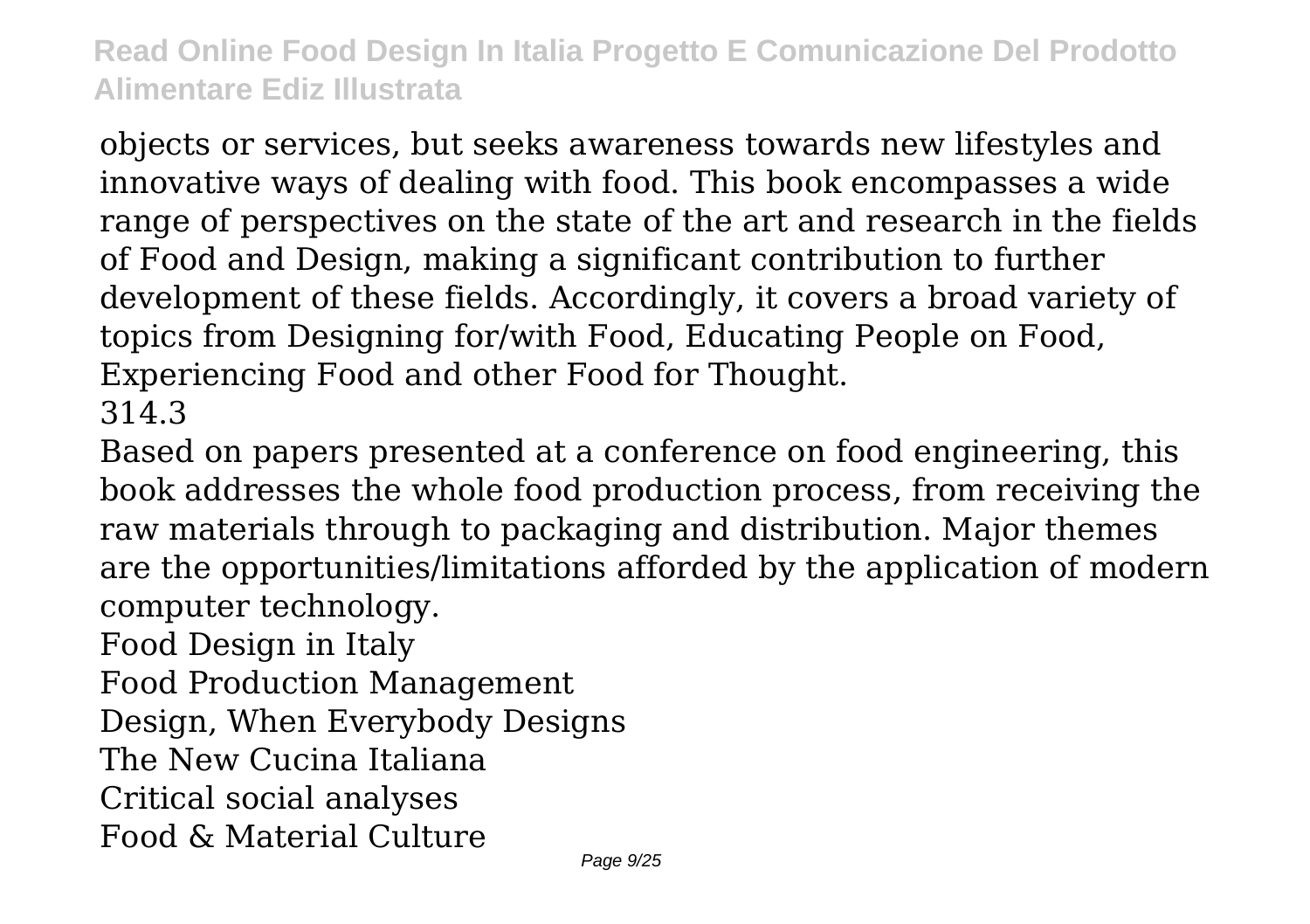objects or services, but seeks awareness towards new lifestyles and innovative ways of dealing with food. This book encompasses a wide range of perspectives on the state of the art and research in the fields of Food and Design, making a significant contribution to further development of these fields. Accordingly, it covers a broad variety of topics from Designing for/with Food, Educating People on Food, Experiencing Food and other Food for Thought.

314.3

Based on papers presented at a conference on food engineering, this book addresses the whole food production process, from receiving the raw materials through to packaging and distribution. Major themes are the opportunities/limitations afforded by the application of modern computer technology.

Food Design in Italy

Food Production Management

Design, When Everybody Designs

The New Cucina Italiana

Critical social analyses

Food & Material Culture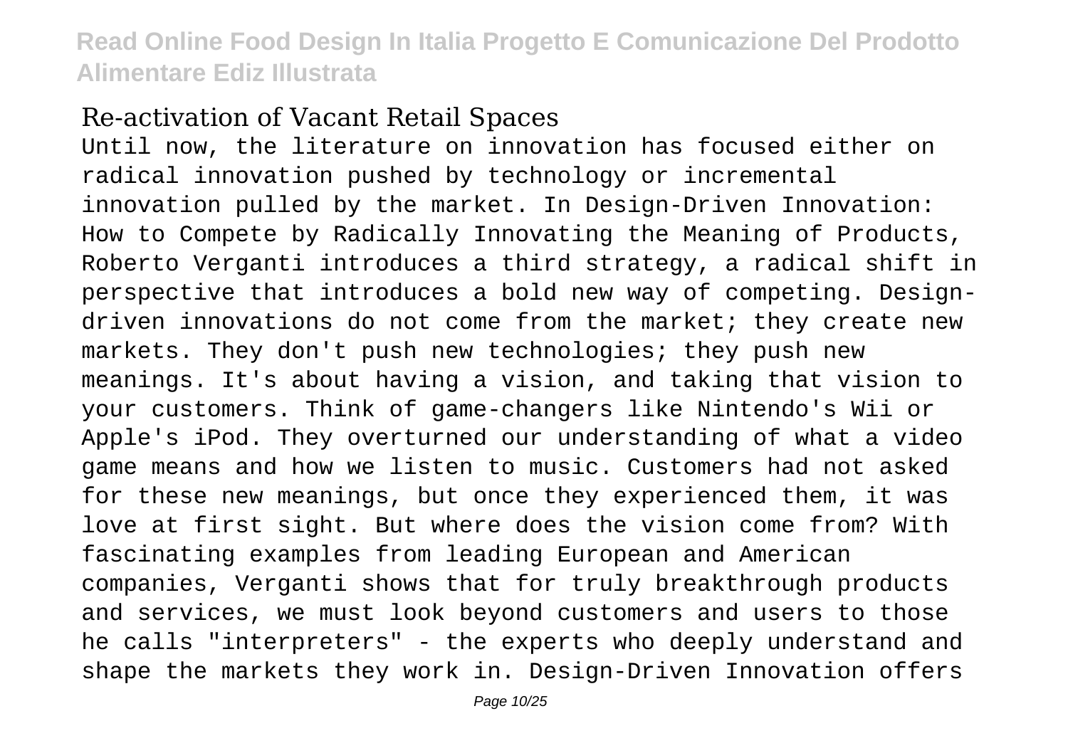## Re-activation of Vacant Retail Spaces

Until now, the literature on innovation has focused either on radical innovation pushed by technology or incremental innovation pulled by the market. In Design-Driven Innovation: How to Compete by Radically Innovating the Meaning of Products, Roberto Verganti introduces a third strategy, a radical shift in perspective that introduces a bold new way of competing. Design-driven innovations do not come from the market; they create new markets. They don't push new technologies; they push new meanings. It's about having a vision, and taking that vision to your customers. Think of game-changers like Nintendo's Wii or Apple's iPod. They overturned our understanding of what a video game means and how we listen to music. Customers had not asked for these new meanings, but once they experienced them, it was love at first sight. But where does the vision come from? With fascinating examples from leading European and American companies, Verganti shows that for truly breakthrough products and services, we must look beyond customers and users to those he calls "interpreters" - the experts who deeply understand and shape the markets they work in. Design-Driven Innovation offers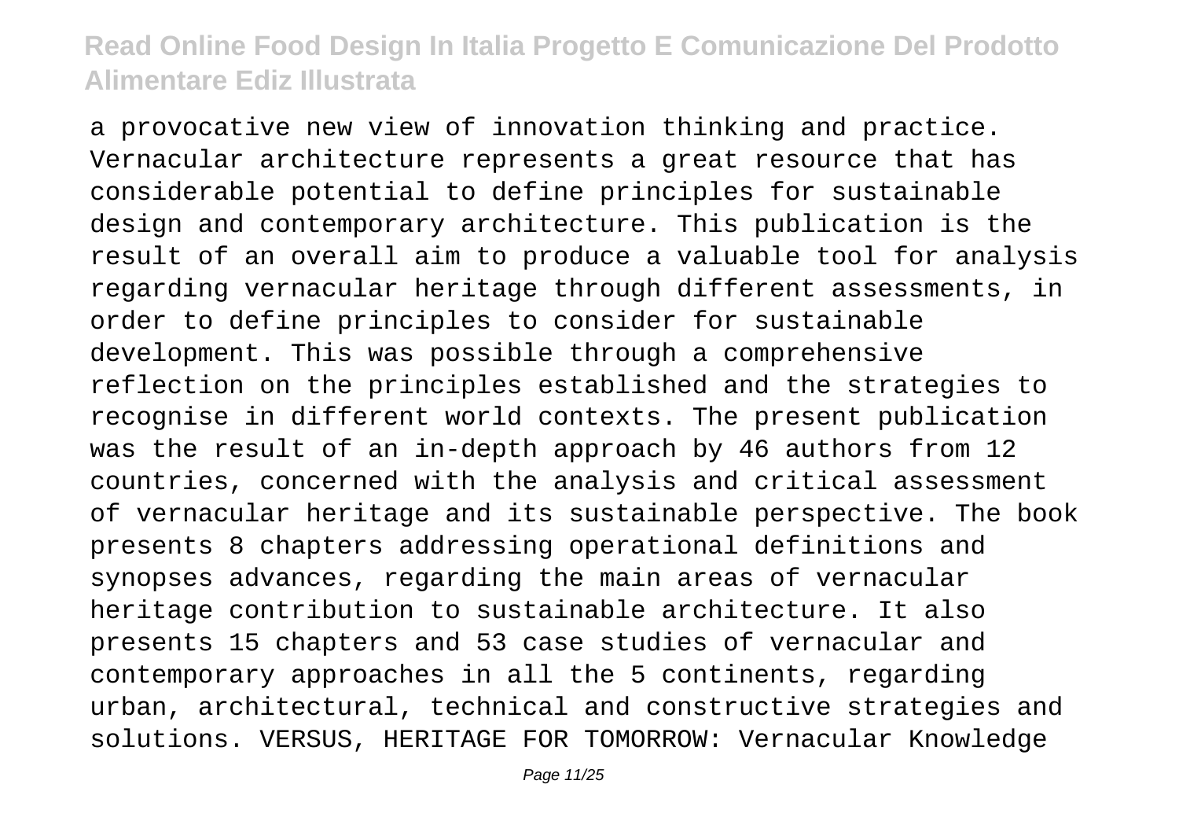a provocative new view of innovation thinking and practice. Vernacular architecture represents a great resource that has considerable potential to define principles for sustainable design and contemporary architecture. This publication is the result of an overall aim to produce a valuable tool for analysis regarding vernacular heritage through different assessments, in order to define principles to consider for sustainable development. This was possible through a comprehensive reflection on the principles established and the strategies to recognise in different world contexts. The present publication was the result of an in-depth approach by 46 authors from 12 countries, concerned with the analysis and critical assessment of vernacular heritage and its sustainable perspective. The book presents 8 chapters addressing operational definitions and synopses advances, regarding the main areas of vernacular heritage contribution to sustainable architecture. It also presents 15 chapters and 53 case studies of vernacular and contemporary approaches in all the 5 continents, regarding urban, architectural, technical and constructive strategies and solutions. VERSUS, HERITAGE FOR TOMORROW: Vernacular Knowledge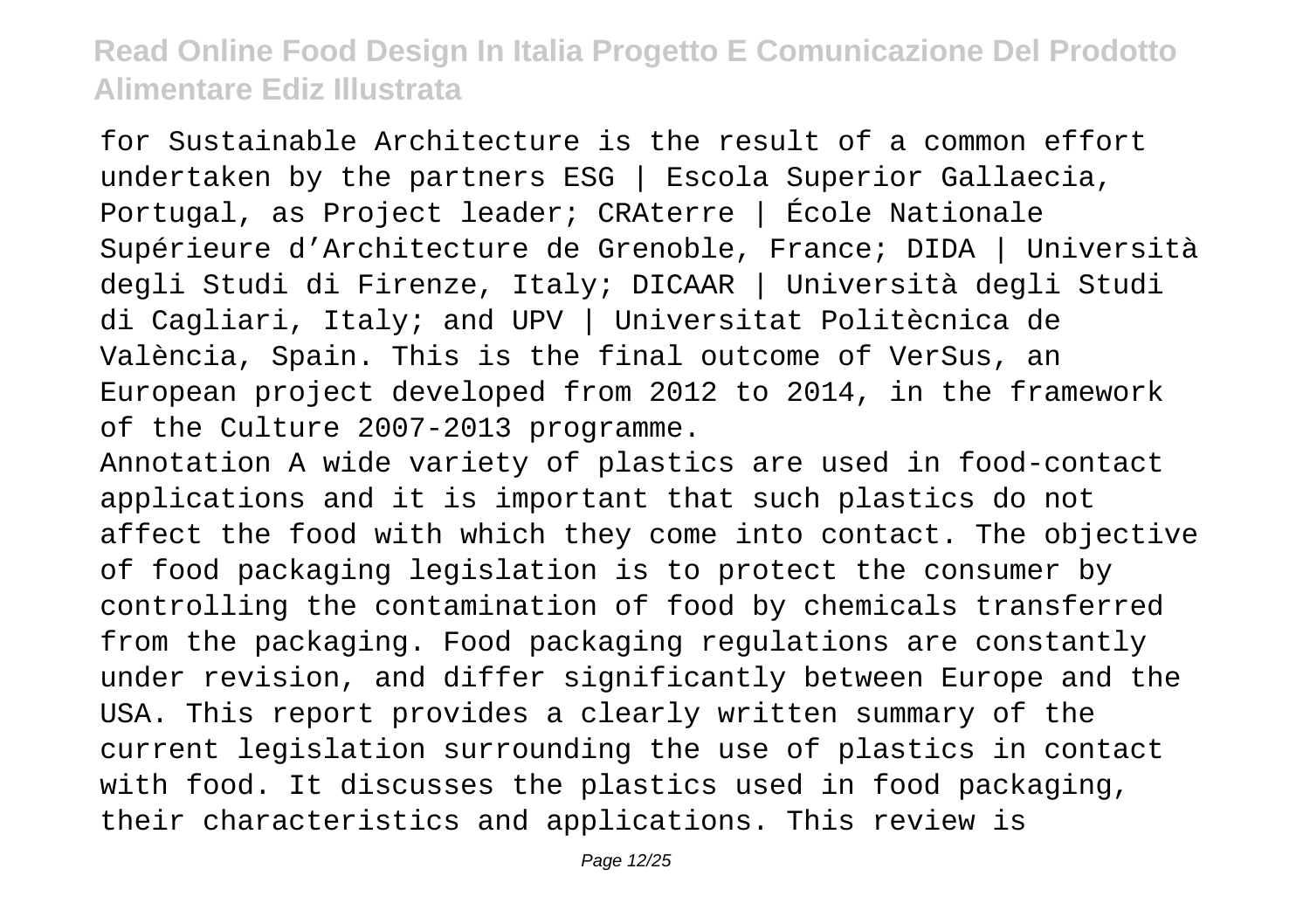for Sustainable Architecture is the result of a common effort undertaken by the partners ESG | Escola Superior Gallaecia, Portugal, as Project leader; CRAterre | École Nationale Supérieure d'Architecture de Grenoble, France; DIDA | Università degli Studi di Firenze, Italy; DICAAR | Università degli Studi di Cagliari, Italy; and UPV | Universitat Politècnica de València, Spain. This is the final outcome of VerSus, an European project developed from 2012 to 2014, in the framework of the Culture 2007-2013 programme.

Annotation A wide variety of plastics are used in food-contact applications and it is important that such plastics do not affect the food with which they come into contact. The objective of food packaging legislation is to protect the consumer by controlling the contamination of food by chemicals transferred from the packaging. Food packaging regulations are constantly under revision, and differ significantly between Europe and the USA. This report provides a clearly written summary of the current legislation surrounding the use of plastics in contact with food. It discusses the plastics used in food packaging, their characteristics and applications. This review is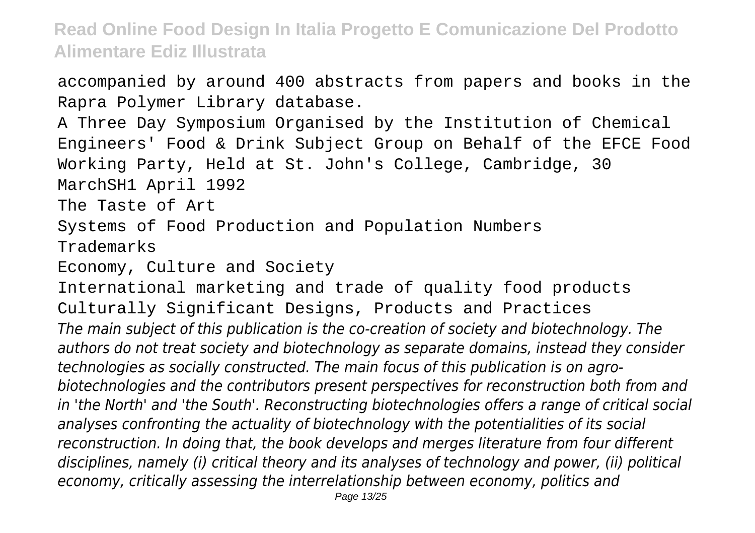accompanied by around 400 abstracts from papers and books in the Rapra Polymer Library database.

A Three Day Symposium Organised by the Institution of Chemical Engineers' Food & Drink Subject Group on Behalf of the EFCE Food Working Party, Held at St. John's College, Cambridge, 30 MarchSH1 April 1992

The Taste of Art

Systems of Food Production and Population Numbers

Trademarks

Economy, Culture and Society

International marketing and trade of quality food products

Culturally Significant Designs, Products and Practices

*The main subject of this publication is the co-creation of society and biotechnology. The authors do not treat society and biotechnology as separate domains, instead they consider technologies as socially constructed. The main focus of this publication is on agro-biotechnologies and the contributors present perspectives for reconstruction both from and in 'the North' and 'the South'. Reconstructing biotechnologies offers a range of critical social analyses confronting the actuality of biotechnology with the potentialities of its social reconstruction. In doing that, the book develops and merges literature from four different disciplines, namely (i) critical theory and its analyses of technology and power, (ii) political economy, critically assessing the interrelationship between economy, politics and*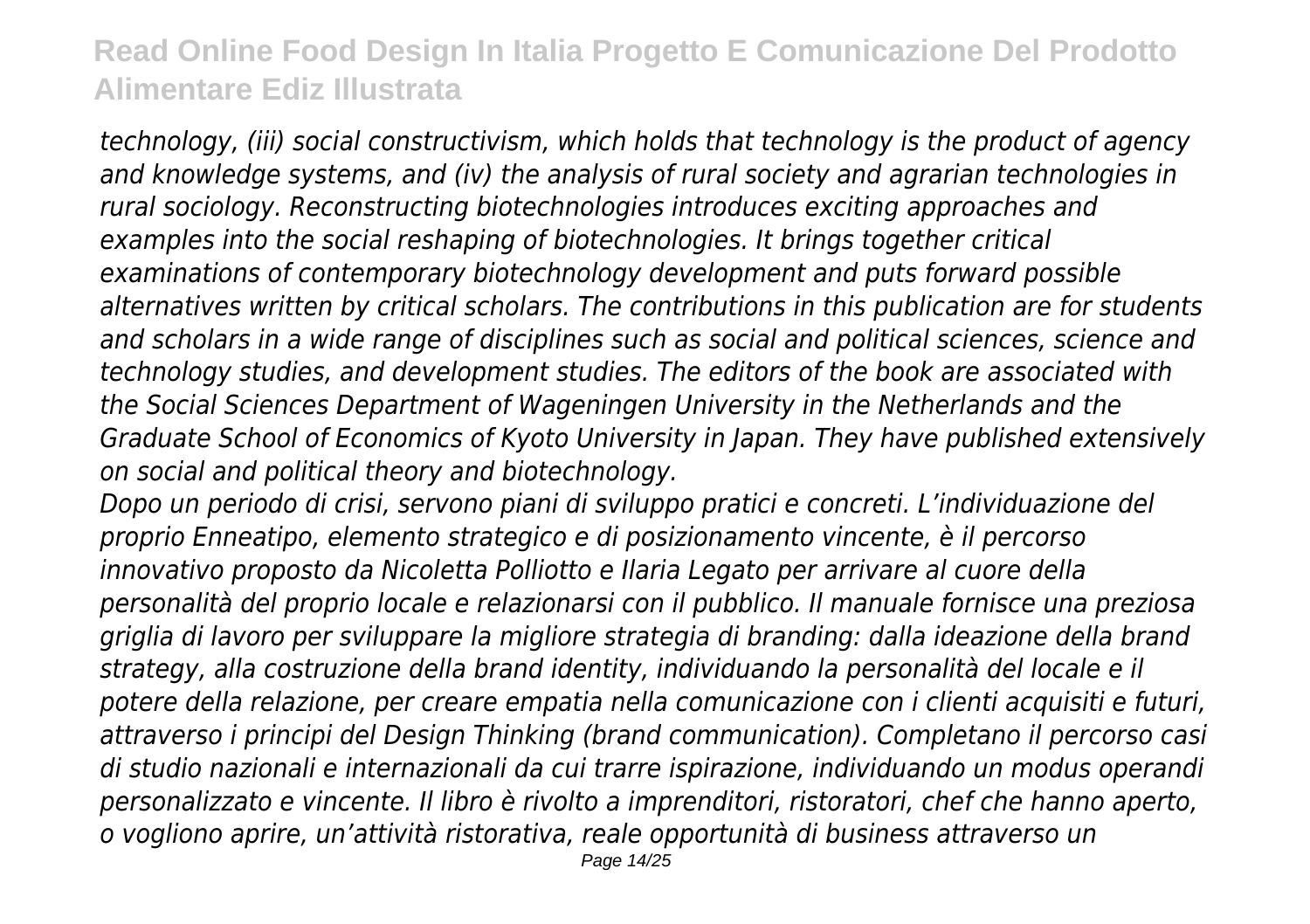*technology, (iii) social constructivism, which holds that technology is the product of agency and knowledge systems, and (iv) the analysis of rural society and agrarian technologies in rural sociology. Reconstructing biotechnologies introduces exciting approaches and examples into the social reshaping of biotechnologies. It brings together critical examinations of contemporary biotechnology development and puts forward possible alternatives written by critical scholars. The contributions in this publication are for students and scholars in a wide range of disciplines such as social and political sciences, science and technology studies, and development studies. The editors of the book are associated with the Social Sciences Department of Wageningen University in the Netherlands and the Graduate School of Economics of Kyoto University in Japan. They have published extensively on social and political theory and biotechnology.*

*Dopo un periodo di crisi, servono piani di sviluppo pratici e concreti. L'individuazione del proprio Enneatipo, elemento strategico e di posizionamento vincente, è il percorso innovativo proposto da Nicoletta Polliotto e Ilaria Legato per arrivare al cuore della personalità del proprio locale e relazionarsi con il pubblico. Il manuale fornisce una preziosa griglia di lavoro per sviluppare la migliore strategia di branding: dalla ideazione della brand strategy, alla costruzione della brand identity, individuando la personalità del locale e il potere della relazione, per creare empatia nella comunicazione con i clienti acquisiti e futuri, attraverso i principi del Design Thinking (brand communication). Completano il percorso casi di studio nazionali e internazionali da cui trarre ispirazione, individuando un modus operandi personalizzato e vincente. Il libro è rivolto a imprenditori, ristoratori, chef che hanno aperto, o vogliono aprire, un'attività ristorativa, reale opportunità di business attraverso un*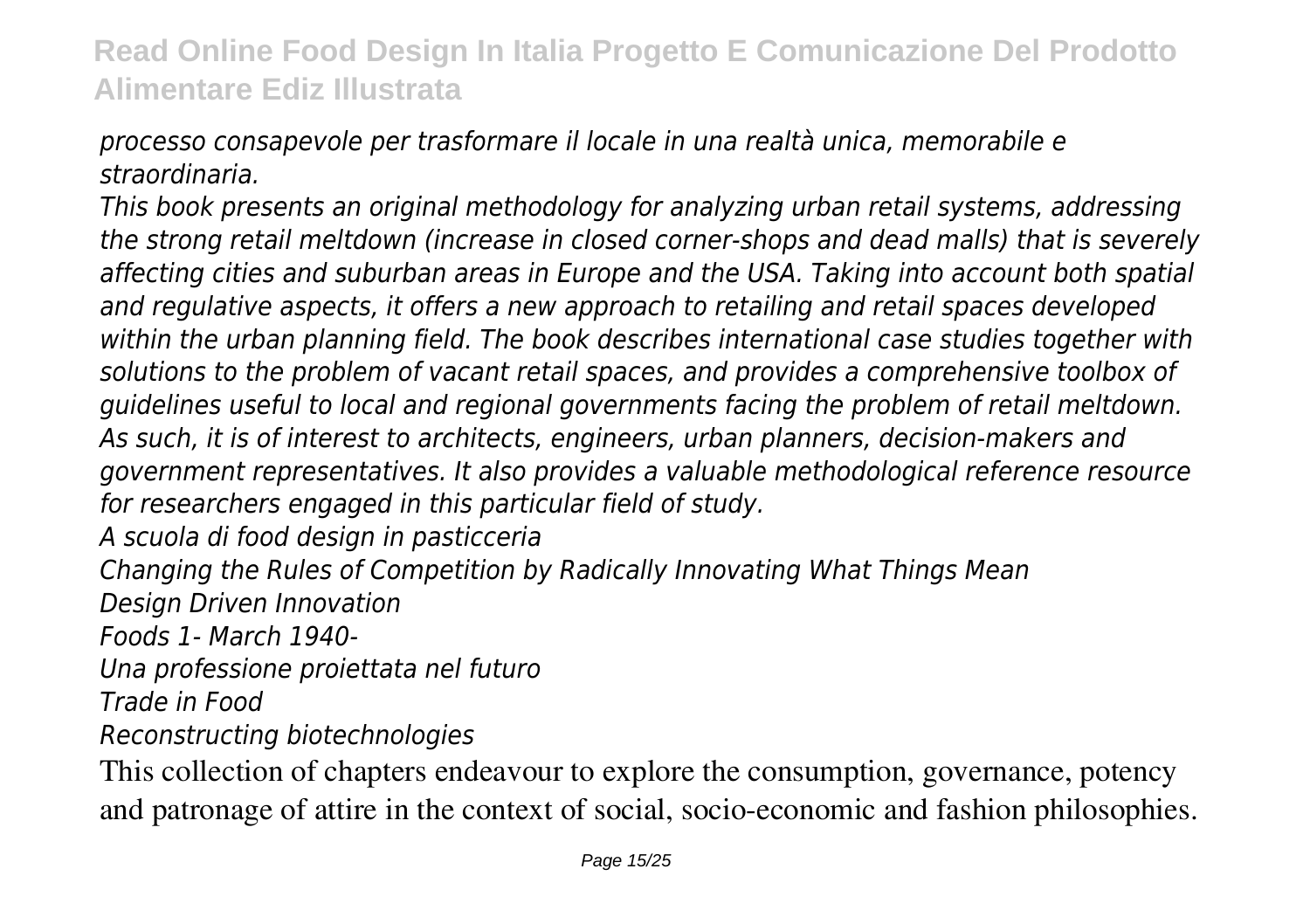*processo consapevole per trasformare il locale in una realtà unica, memorabile e straordinaria.*

*This book presents an original methodology for analyzing urban retail systems, addressing the strong retail meltdown (increase in closed corner-shops and dead malls) that is severely affecting cities and suburban areas in Europe and the USA. Taking into account both spatial and regulative aspects, it offers a new approach to retailing and retail spaces developed within the urban planning field. The book describes international case studies together with solutions to the problem of vacant retail spaces, and provides a comprehensive toolbox of guidelines useful to local and regional governments facing the problem of retail meltdown. As such, it is of interest to architects, engineers, urban planners, decision-makers and government representatives. It also provides a valuable methodological reference resource for researchers engaged in this particular field of study.*

*A scuola di food design in pasticceria*

*Changing the Rules of Competition by Radically Innovating What Things Mean*

*Design Driven Innovation*

*Foods 1- March 1940-*

*Una professione proiettata nel futuro*

*Trade in Food*

*Reconstructing biotechnologies*

This collection of chapters endeavour to explore the consumption, governance, potency and patronage of attire in the context of social, socio-economic and fashion philosophies.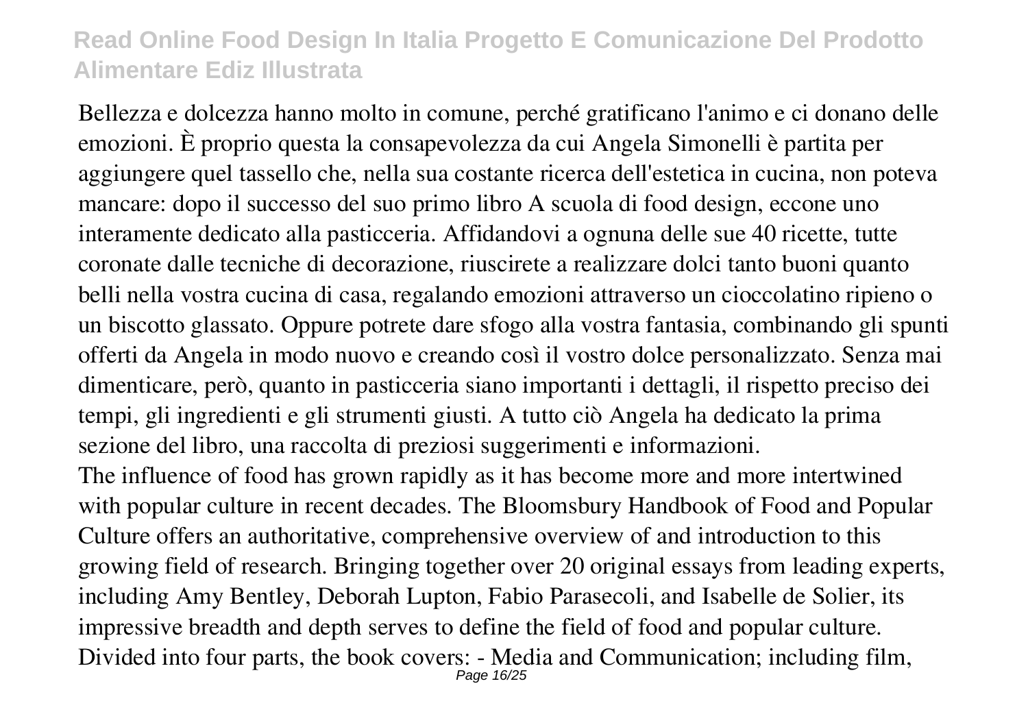Bellezza e dolcezza hanno molto in comune, perché gratificano l'animo e ci donano delle emozioni. È proprio questa la consapevolezza da cui Angela Simonelli è partita per aggiungere quel tassello che, nella sua costante ricerca dell'estetica in cucina, non poteva mancare: dopo il successo del suo primo libro A scuola di food design, eccone uno interamente dedicato alla pasticceria. Affidandovi a ognuna delle sue 40 ricette, tutte coronate dalle tecniche di decorazione, riuscirete a realizzare dolci tanto buoni quanto belli nella vostra cucina di casa, regalando emozioni attraverso un cioccolatino ripieno o un biscotto glassato. Oppure potrete dare sfogo alla vostra fantasia, combinando gli spunti offerti da Angela in modo nuovo e creando così il vostro dolce personalizzato. Senza mai dimenticare, però, quanto in pasticceria siano importanti i dettagli, il rispetto preciso dei tempi, gli ingredienti e gli strumenti giusti. A tutto ciò Angela ha dedicato la prima sezione del libro, una raccolta di preziosi suggerimenti e informazioni.

The influence of food has grown rapidly as it has become more and more intertwined with popular culture in recent decades. The Bloomsbury Handbook of Food and Popular Culture offers an authoritative, comprehensive overview of and introduction to this growing field of research. Bringing together over 20 original essays from leading experts, including Amy Bentley, Deborah Lupton, Fabio Parasecoli, and Isabelle de Solier, its impressive breadth and depth serves to define the field of food and popular culture. Divided into four parts, the book covers: - Media and Communication; including film,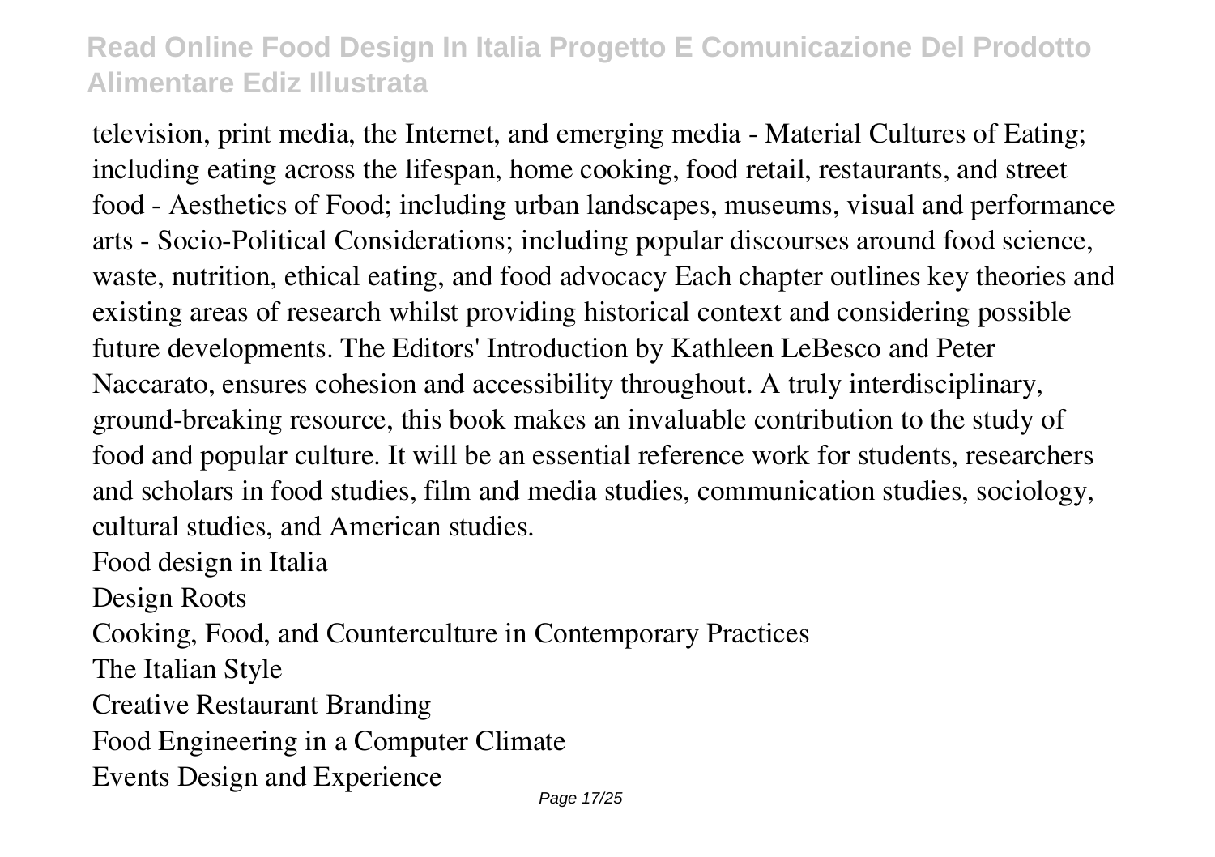television, print media, the Internet, and emerging media - Material Cultures of Eating; including eating across the lifespan, home cooking, food retail, restaurants, and street food - Aesthetics of Food; including urban landscapes, museums, visual and performance arts - Socio-Political Considerations; including popular discourses around food science, waste, nutrition, ethical eating, and food advocacy Each chapter outlines key theories and existing areas of research whilst providing historical context and considering possible future developments. The Editors' Introduction by Kathleen LeBesco and Peter Naccarato, ensures cohesion and accessibility throughout. A truly interdisciplinary, ground-breaking resource, this book makes an invaluable contribution to the study of food and popular culture. It will be an essential reference work for students, researchers and scholars in food studies, film and media studies, communication studies, sociology, cultural studies, and American studies.

Food design in Italia

Design Roots

Cooking, Food, and Counterculture in Contemporary Practices

The Italian Style

Creative Restaurant Branding

Food Engineering in a Computer Climate

Events Design and Experience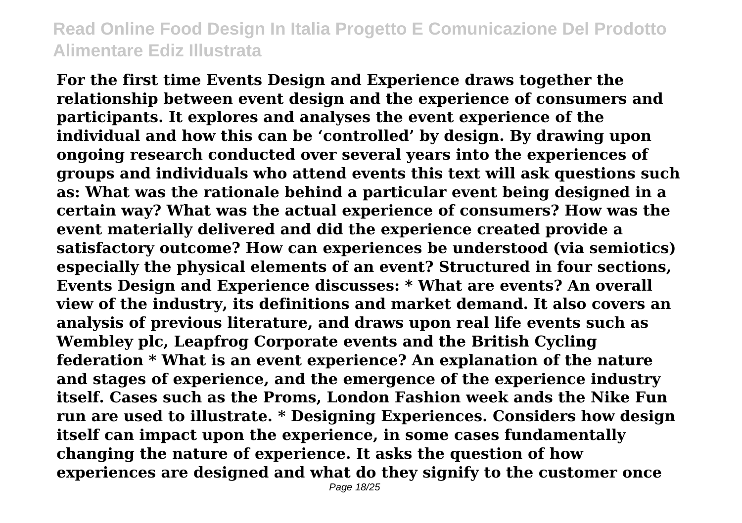**For the first time Events Design and Experience draws together the relationship between event design and the experience of consumers and participants. It explores and analyses the event experience of the individual and how this can be 'controlled' by design. By drawing upon ongoing research conducted over several years into the experiences of groups and individuals who attend events this text will ask questions such as: What was the rationale behind a particular event being designed in a certain way? What was the actual experience of consumers? How was the event materially delivered and did the experience created provide a satisfactory outcome? How can experiences be understood (via semiotics) especially the physical elements of an event? Structured in four sections, Events Design and Experience discusses: * What are events? An overall view of the industry, its definitions and market demand. It also covers an analysis of previous literature, and draws upon real life events such as Wembley plc, Leapfrog Corporate events and the British Cycling federation * What is an event experience? An explanation of the nature and stages of experience, and the emergence of the experience industry itself. Cases such as the Proms, London Fashion week ands the Nike Fun run are used to illustrate. * Designing Experiences. Considers how design itself can impact upon the experience, in some cases fundamentally changing the nature of experience. It asks the question of how experiences are designed and what do they signify to the customer once**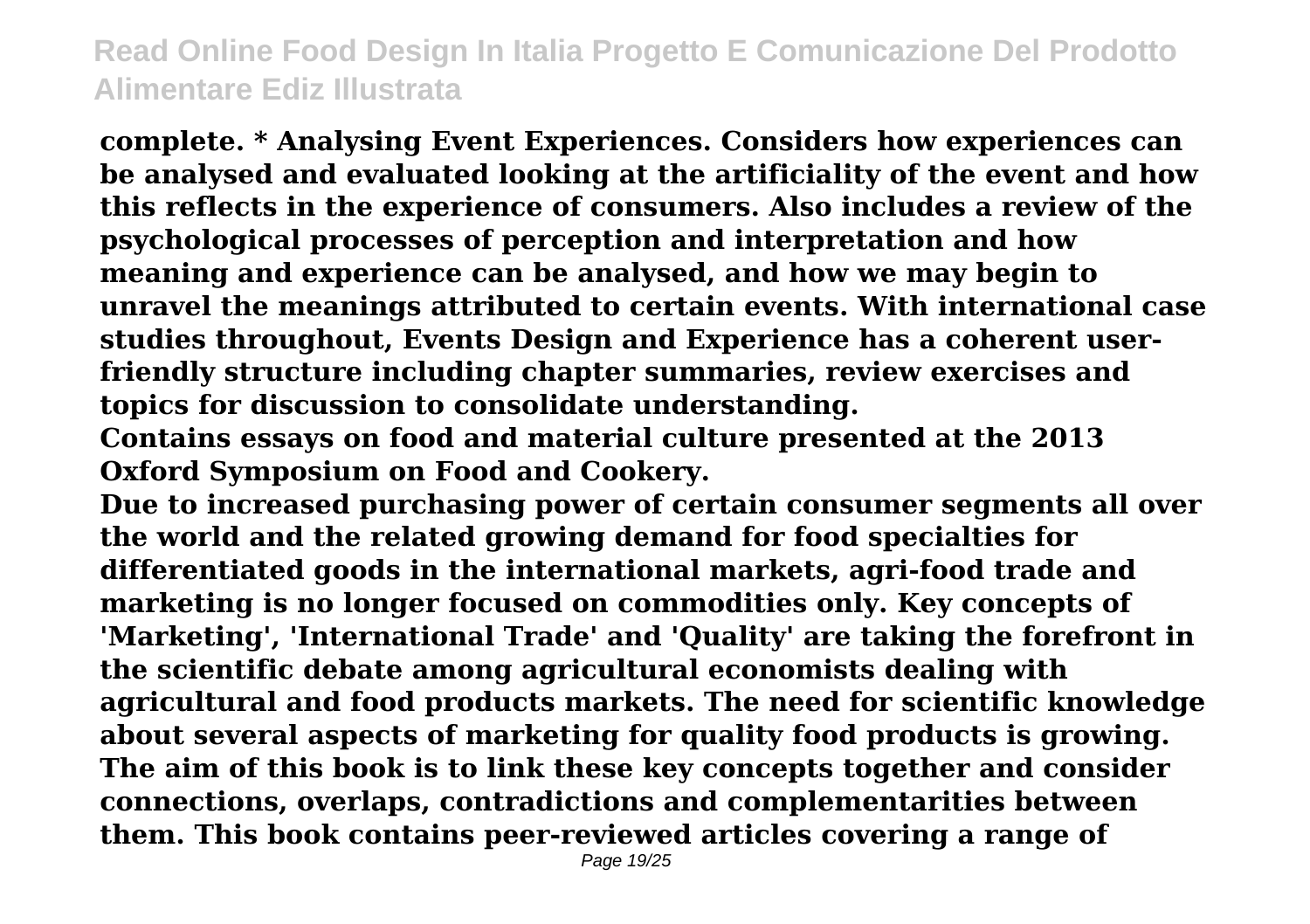**complete. * Analysing Event Experiences. Considers how experiences can be analysed and evaluated looking at the artificiality of the event and how this reflects in the experience of consumers. Also includes a review of the psychological processes of perception and interpretation and how meaning and experience can be analysed, and how we may begin to unravel the meanings attributed to certain events. With international case studies throughout, Events Design and Experience has a coherent user-friendly structure including chapter summaries, review exercises and topics for discussion to consolidate understanding.**

**Contains essays on food and material culture presented at the 2013 Oxford Symposium on Food and Cookery.**

**Due to increased purchasing power of certain consumer segments all over the world and the related growing demand for food specialties for differentiated goods in the international markets, agri-food trade and marketing is no longer focused on commodities only. Key concepts of 'Marketing', 'International Trade' and 'Quality' are taking the forefront in the scientific debate among agricultural economists dealing with agricultural and food products markets. The need for scientific knowledge about several aspects of marketing for quality food products is growing. The aim of this book is to link these key concepts together and consider connections, overlaps, contradictions and complementarities between them. This book contains peer-reviewed articles covering a range of**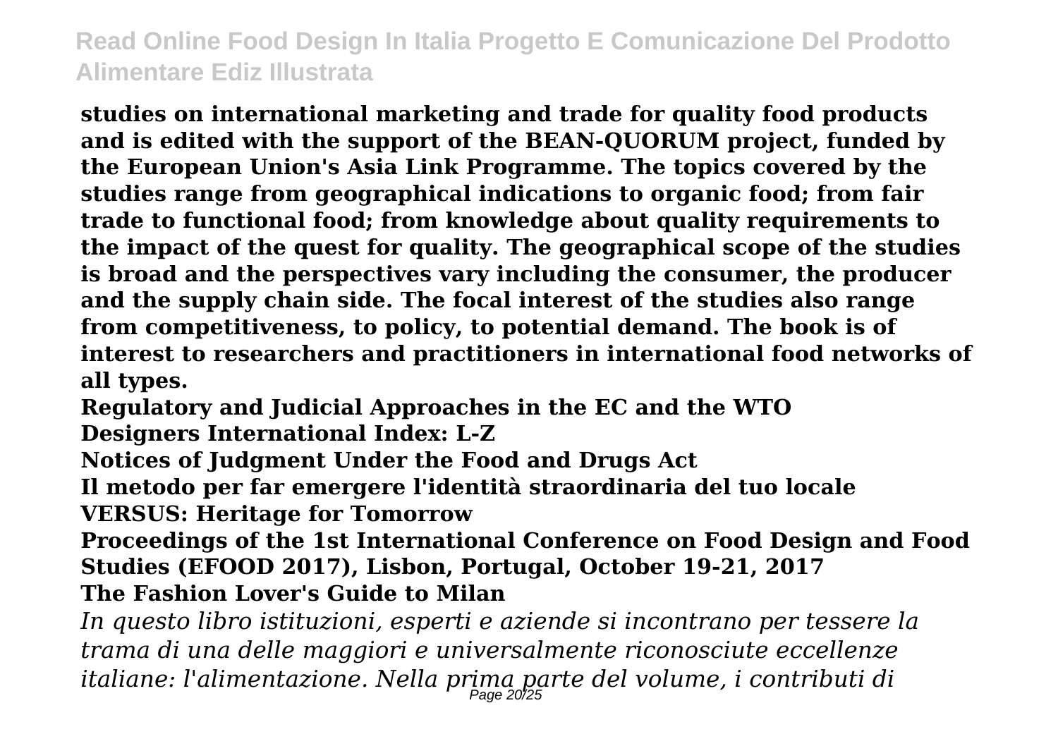**studies on international marketing and trade for quality food products and is edited with the support of the BEAN-QUORUM project, funded by the European Union's Asia Link Programme. The topics covered by the studies range from geographical indications to organic food; from fair trade to functional food; from knowledge about quality requirements to the impact of the quest for quality. The geographical scope of the studies is broad and the perspectives vary including the consumer, the producer and the supply chain side. The focal interest of the studies also range from competitiveness, to policy, to potential demand. The book is of interest to researchers and practitioners in international food networks of all types.**

**Regulatory and Judicial Approaches in the EC and the WTO**
**Designers International Index: L-Z**
**Notices of Judgment Under the Food and Drugs Act**
**Il metodo per far emergere l'identità straordinaria del tuo locale**
**VERSUS: Heritage for Tomorrow**
**Proceedings of the 1st International Conference on Food Design and Food Studies (EFOOD 2017), Lisbon, Portugal, October 19-21, 2017**
**The Fashion Lover's Guide to Milan**

*In questo libro istituzioni, esperti e aziende si incontrano per tessere la trama di una delle maggiori e universalmente riconosciute eccellenze italiane: l'alimentazione. Nella prima parte del volume, i contributi di*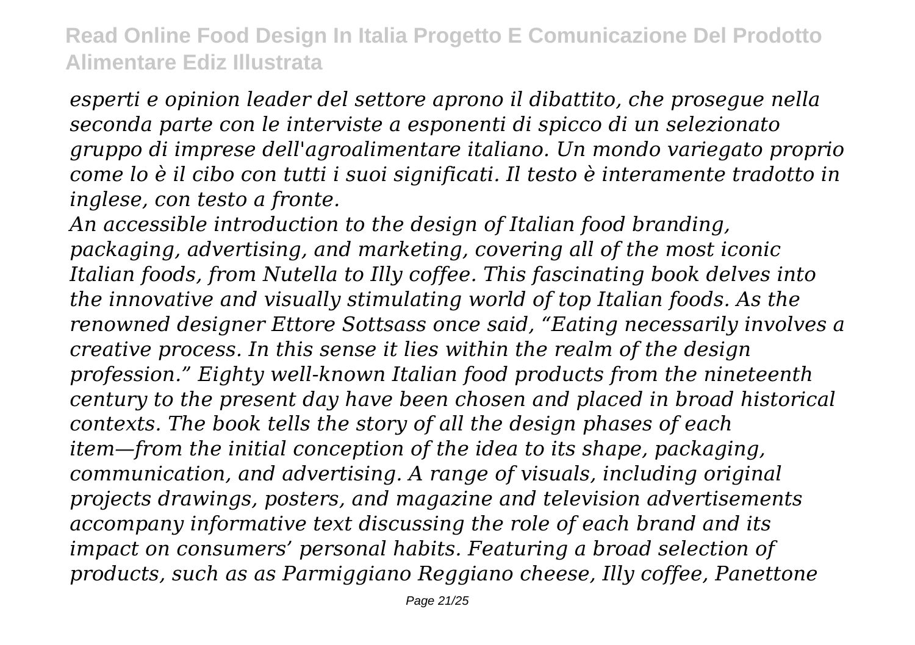*esperti e opinion leader del settore aprono il dibattito, che prosegue nella seconda parte con le interviste a esponenti di spicco di un selezionato gruppo di imprese dell'agroalimentare italiano. Un mondo variegato proprio come lo è il cibo con tutti i suoi significati. Il testo è interamente tradotto in inglese, con testo a fronte.*

*An accessible introduction to the design of Italian food branding, packaging, advertising, and marketing, covering all of the most iconic Italian foods, from Nutella to Illy coffee. This fascinating book delves into the innovative and visually stimulating world of top Italian foods. As the renowned designer Ettore Sottsass once said, "Eating necessarily involves a creative process. In this sense it lies within the realm of the design profession." Eighty well-known Italian food products from the nineteenth century to the present day have been chosen and placed in broad historical contexts. The book tells the story of all the design phases of each item—from the initial conception of the idea to its shape, packaging, communication, and advertising. A range of visuals, including original projects drawings, posters, and magazine and television advertisements accompany informative text discussing the role of each brand and its impact on consumers' personal habits. Featuring a broad selection of products, such as as Parmiggiano Reggiano cheese, Illy coffee, Panettone*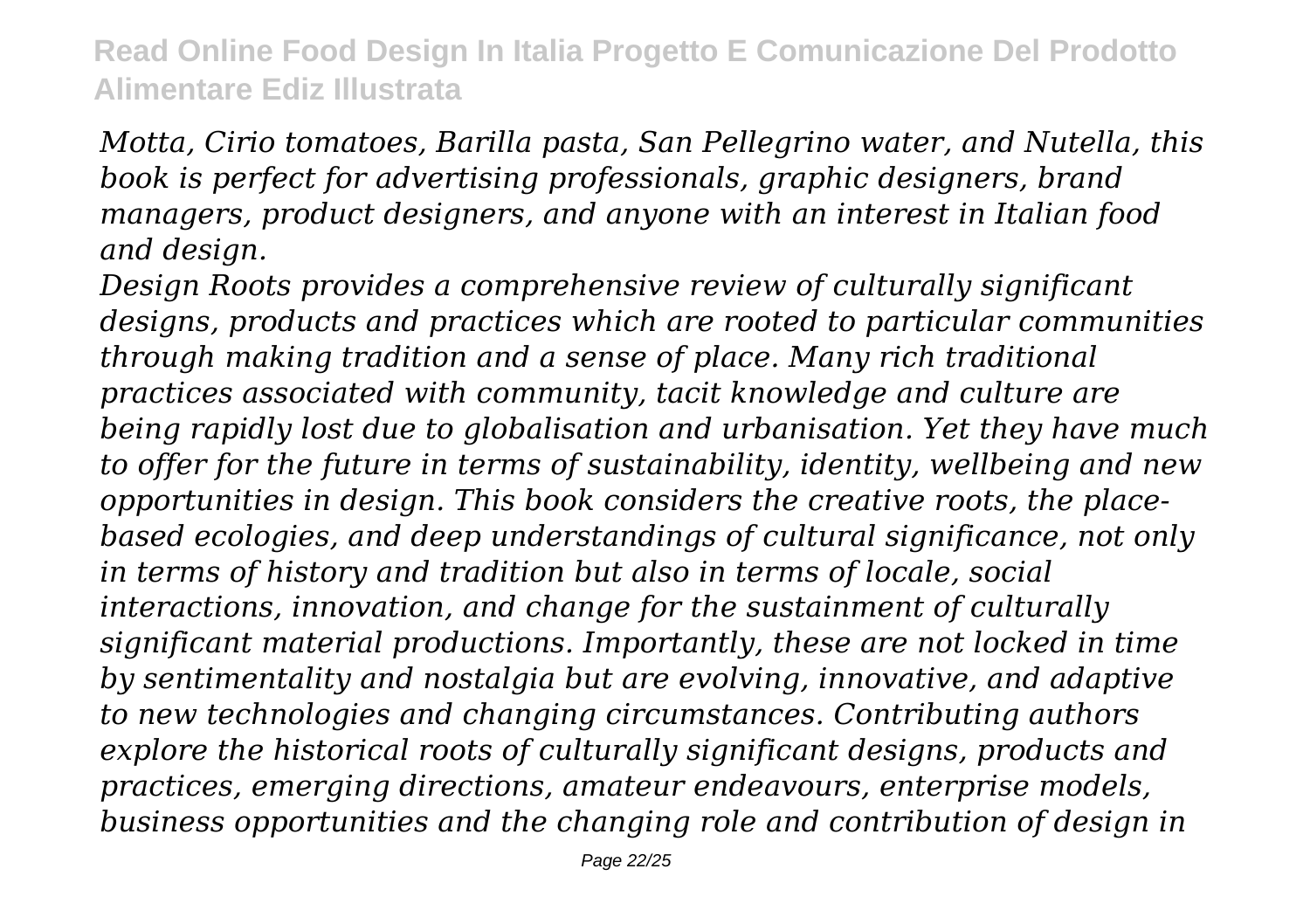*Motta, Cirio tomatoes, Barilla pasta, San Pellegrino water, and Nutella, this book is perfect for advertising professionals, graphic designers, brand managers, product designers, and anyone with an interest in Italian food and design.*

*Design Roots provides a comprehensive review of culturally significant designs, products and practices which are rooted to particular communities through making tradition and a sense of place. Many rich traditional practices associated with community, tacit knowledge and culture are being rapidly lost due to globalisation and urbanisation. Yet they have much to offer for the future in terms of sustainability, identity, wellbeing and new opportunities in design. This book considers the creative roots, the place-based ecologies, and deep understandings of cultural significance, not only in terms of history and tradition but also in terms of locale, social interactions, innovation, and change for the sustainment of culturally significant material productions. Importantly, these are not locked in time by sentimentality and nostalgia but are evolving, innovative, and adaptive to new technologies and changing circumstances. Contributing authors explore the historical roots of culturally significant designs, products and practices, emerging directions, amateur endeavours, enterprise models, business opportunities and the changing role and contribution of design in*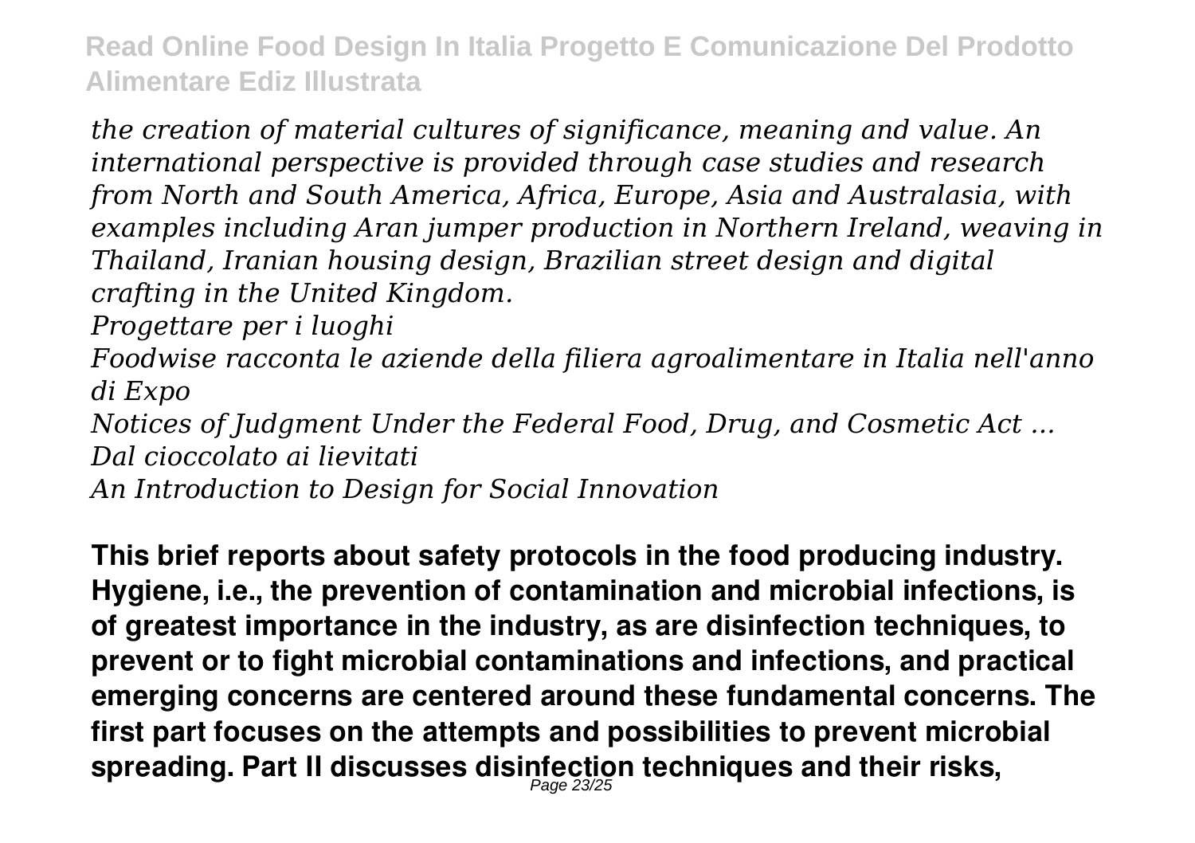*the creation of material cultures of significance, meaning and value. An international perspective is provided through case studies and research from North and South America, Africa, Europe, Asia and Australasia, with examples including Aran jumper production in Northern Ireland, weaving in Thailand, Iranian housing design, Brazilian street design and digital crafting in the United Kingdom.*

*Progettare per i luoghi*

*Foodwise racconta le aziende della filiera agroalimentare in Italia nell'anno di Expo*

*Notices of Judgment Under the Federal Food, Drug, and Cosmetic Act ...*

*Dal cioccolato ai lievitati*

*An Introduction to Design for Social Innovation*

**This brief reports about safety protocols in the food producing industry. Hygiene, i.e., the prevention of contamination and microbial infections, is of greatest importance in the industry, as are disinfection techniques, to prevent or to fight microbial contaminations and infections, and practical emerging concerns are centered around these fundamental concerns. The first part focuses on the attempts and possibilities to prevent microbial spreading. Part II discusses disinfection techniques and their risks,**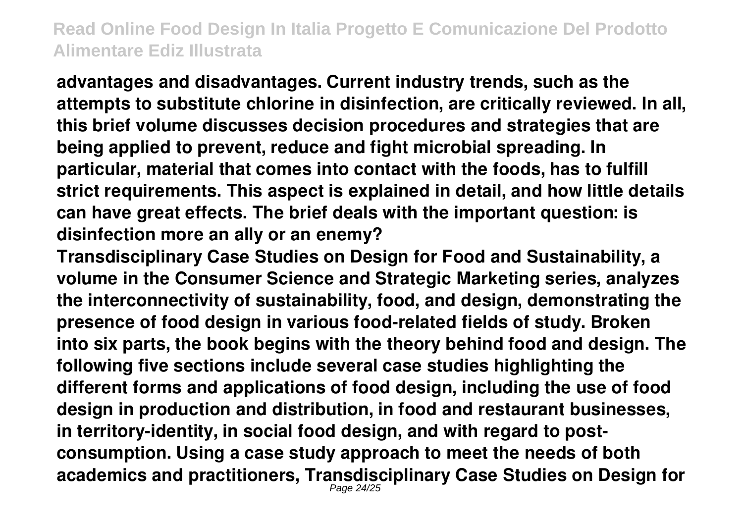**advantages and disadvantages. Current industry trends, such as the attempts to substitute chlorine in disinfection, are critically reviewed. In all, this brief volume discusses decision procedures and strategies that are being applied to prevent, reduce and fight microbial spreading. In particular, material that comes into contact with the foods, has to fulfill strict requirements. This aspect is explained in detail, and how little details can have great effects. The brief deals with the important question: is disinfection more an ally or an enemy?**

**Transdisciplinary Case Studies on Design for Food and Sustainability, a volume in the Consumer Science and Strategic Marketing series, analyzes the interconnectivity of sustainability, food, and design, demonstrating the presence of food design in various food-related fields of study. Broken into six parts, the book begins with the theory behind food and design. The following five sections include several case studies highlighting the different forms and applications of food design, including the use of food design in production and distribution, in food and restaurant businesses, in territory-identity, in social food design, and with regard to post-consumption. Using a case study approach to meet the needs of both academics and practitioners, Transdisciplinary Case Studies on Design for**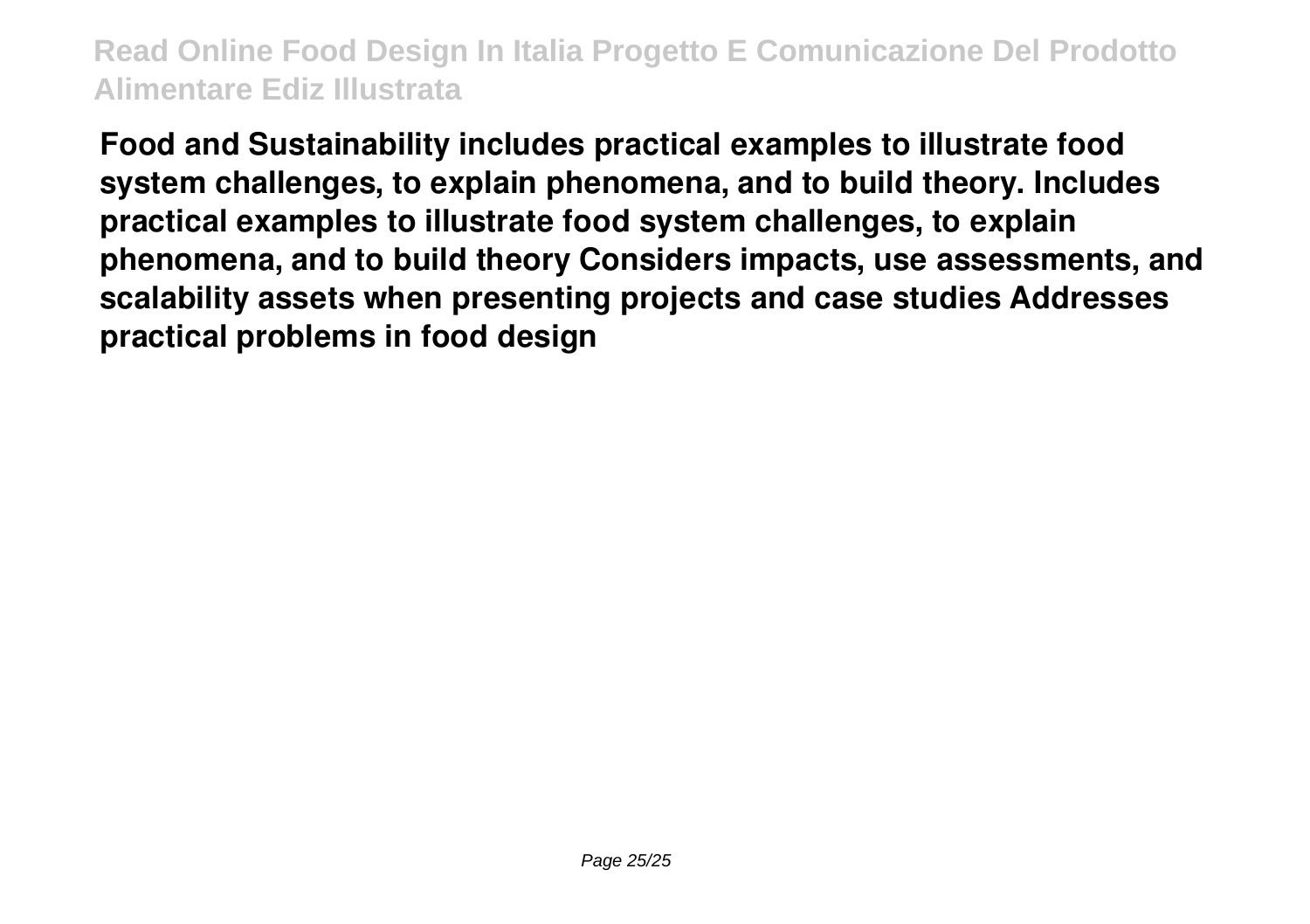**Food and Sustainability includes practical examples to illustrate food system challenges, to explain phenomena, and to build theory. Includes practical examples to illustrate food system challenges, to explain phenomena, and to build theory Considers impacts, use assessments, and scalability assets when presenting projects and case studies Addresses practical problems in food design**